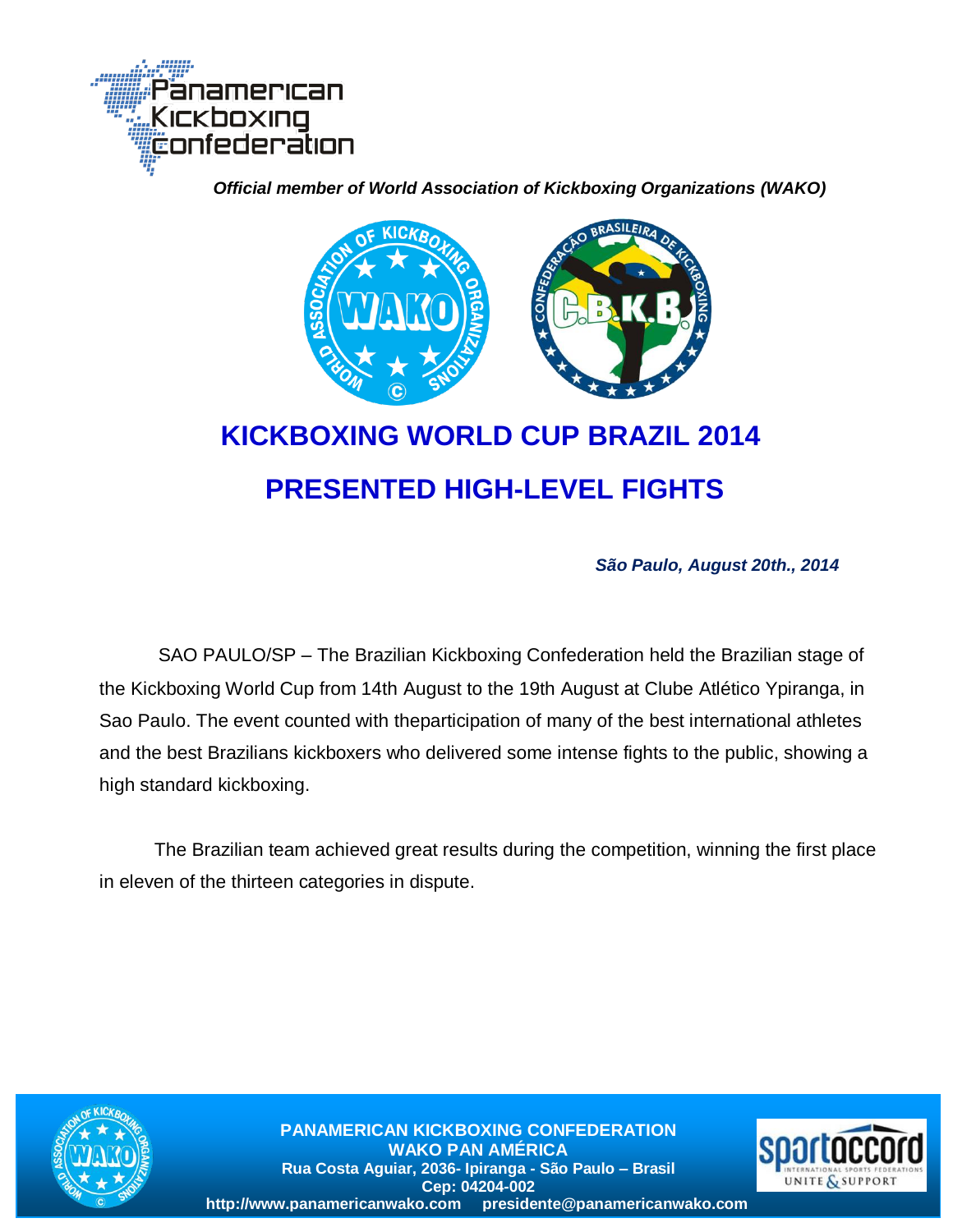Panamerican Kickboxing Confederation

***Official member of World Association of Kickboxing Organizations (WAKO)***

# KICKBOXING WORLD CUP BRAZIL 2014

# PRESENTED HIGH-LEVEL FIGHTS

***São Paulo, August 20th., 2014***

SAO PAULO/SP – The Brazilian Kickboxing Confederation held the Brazilian stage of the Kickboxing World Cup from 14th August to the 19th August at Clube Atlético Ypiranga, in Sao Paulo. The event counted with theparticipation of many of the best international athletes and the best Brazilians kickboxers who delivered some intense fights to the public, showing a high standard kickboxing.

The Brazilian team achieved great results during the competition, winning the first place in eleven of the thirteen categories in dispute.

**PANAMERICAN KICKBOXING CONFEDERATION**
**WAKO PAN AMÉRICA**
**Rua Costa Aguiar, 2036- Ipiranga - São Paulo – Brasil**
**Cep: 04204-002**
**http://www.panamericanwako.com presidente@panamericanwako.com**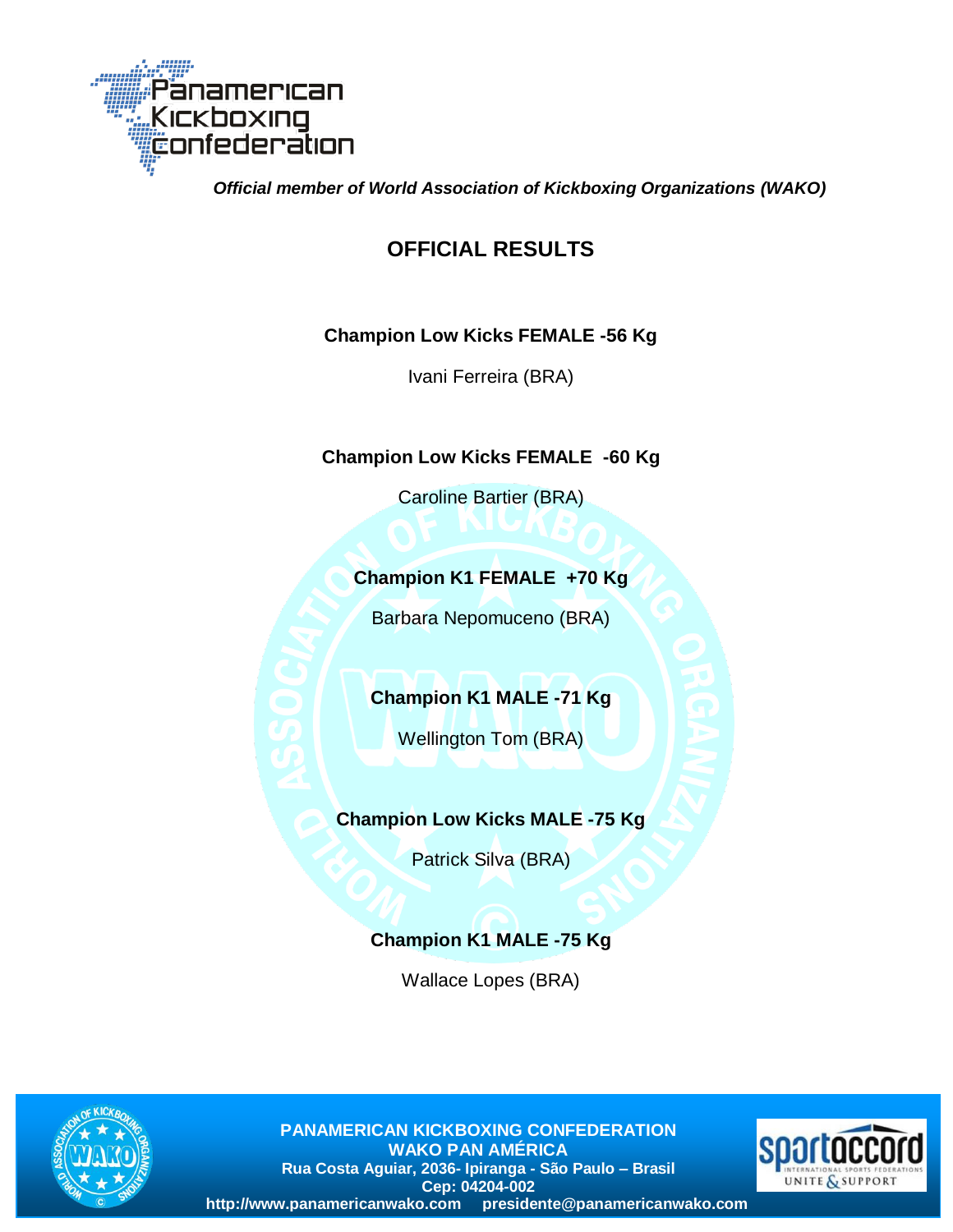Panamerican Kickboxing Confederation

***Official member of World Association of Kickboxing Organizations (WAKO)***

## OFFICIAL RESULTS

**Champion Low Kicks FEMALE -56 Kg**

Ivani Ferreira (BRA)

**Champion Low Kicks FEMALE -60 Kg**

Caroline Bartier (BRA)

**Champion K1 FEMALE +70 Kg**

Barbara Nepomuceno (BRA)

**Champion K1 MALE -71 Kg**

Wellington Tom (BRA)

**Champion Low Kicks MALE -75 Kg**

Patrick Silva (BRA)

**Champion K1 MALE -75 Kg**

Wallace Lopes (BRA)

**PANAMERICAN KICKBOXING CONFEDERATION**
**WAKO PAN AMÉRICA**
**Rua Costa Aguiar, 2036- Ipiranga - São Paulo – Brasil**
**Cep: 04204-002**
**http://www.panamericanwako.com presidente@panamericanwako.com**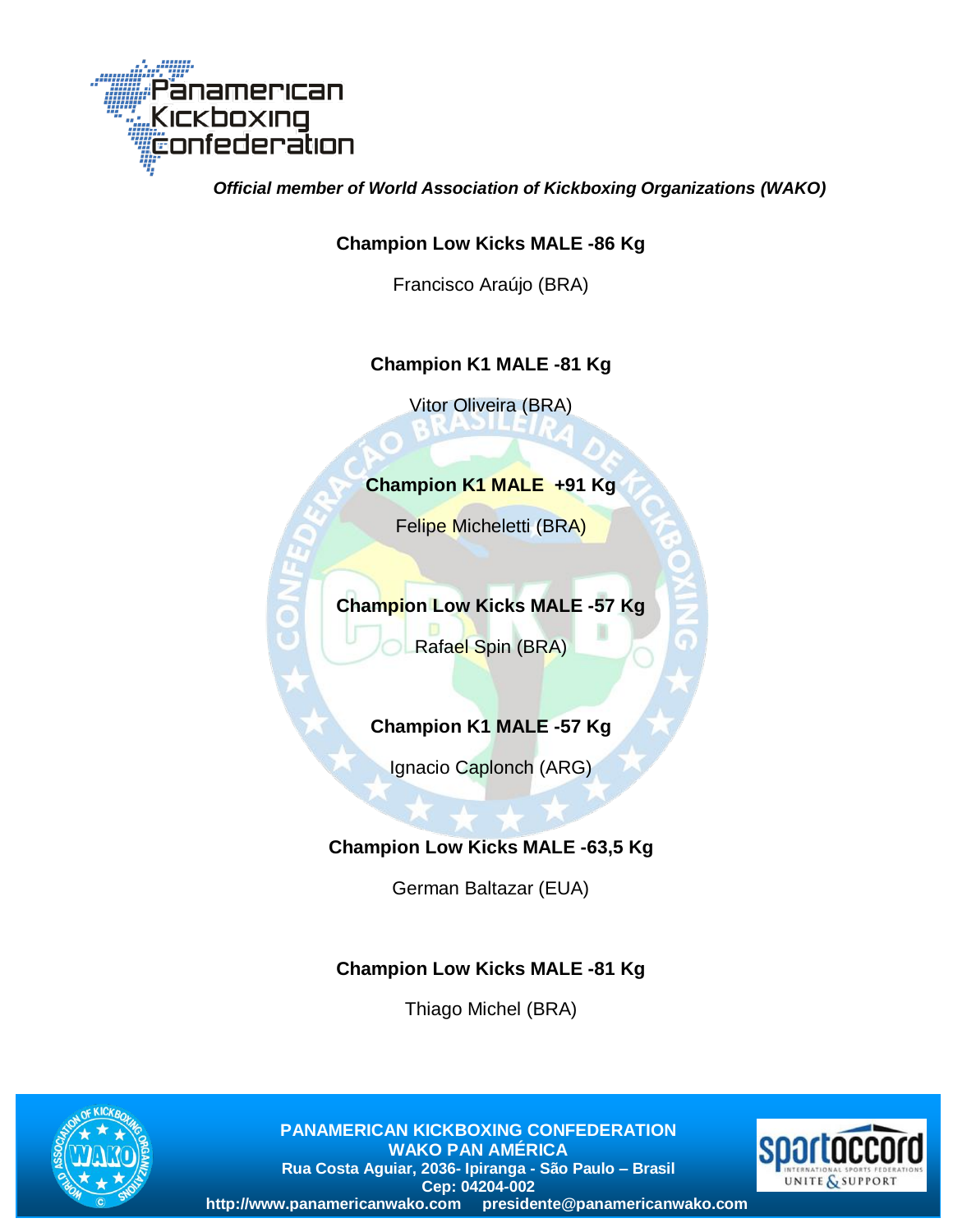*Official member of World Association of Kickboxing Organizations (WAKO)*

**Champion Low Kicks MALE -86 Kg**

Francisco Araújo (BRA)

**Champion K1 MALE -81 Kg**

Vitor Oliveira (BRA)

**Champion K1 MALE +91 Kg**

Felipe Micheletti (BRA)

**Champion Low Kicks MALE -57 Kg**

Rafael Spin (BRA)

**Champion K1 MALE -57 Kg**

Ignacio Caplonch (ARG)

**Champion Low Kicks MALE -63,5 Kg**

German Baltazar (EUA)

**Champion Low Kicks MALE -81 Kg**

Thiago Michel (BRA)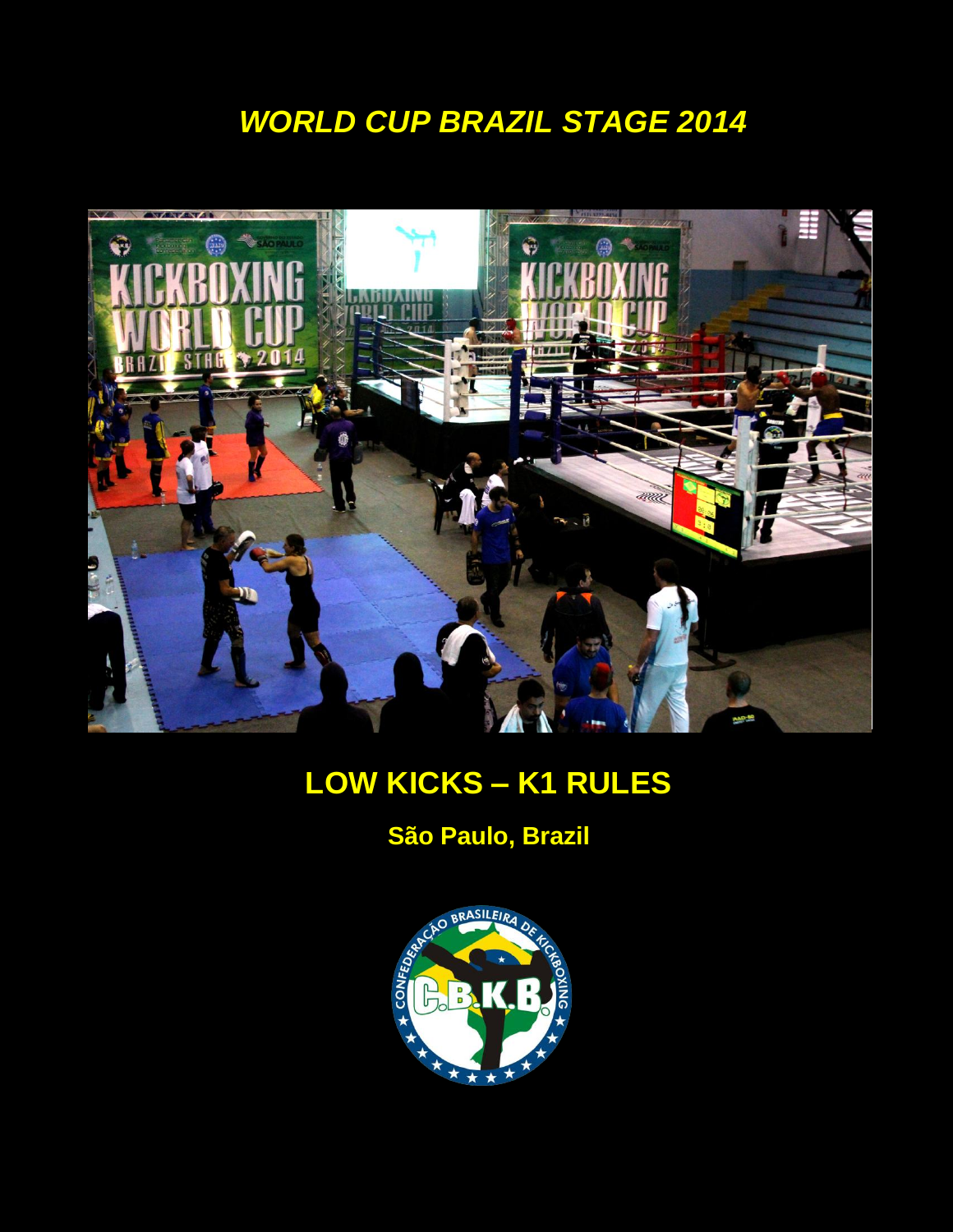# *WORLD CUP BRAZIL STAGE 2014*

## LOW KICKS – K1 RULES

### São Paulo, Brazil